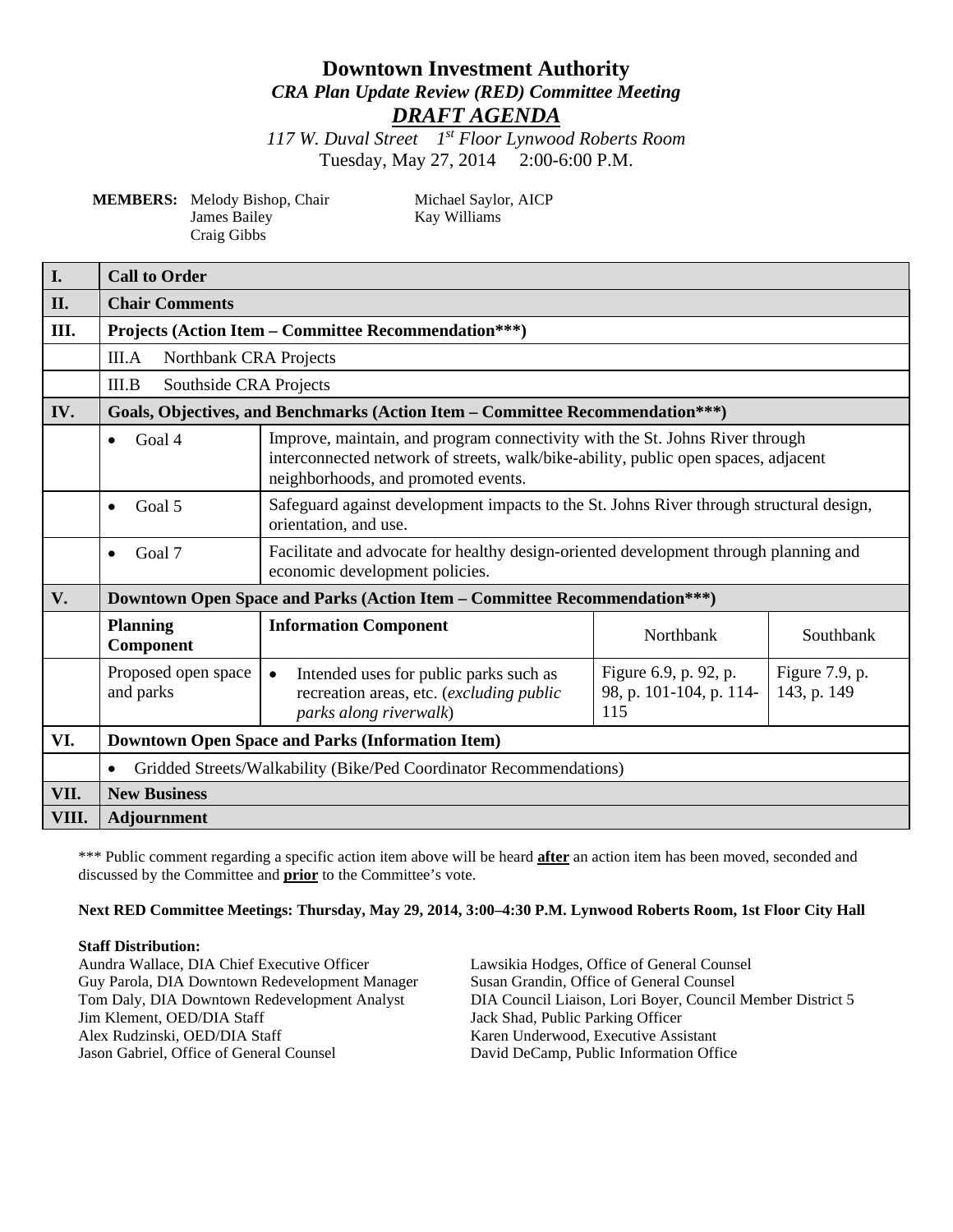# Downtown Investment Authority

## *CRA Plan Update Review (RED) Committee Meeting*

## ***DRAFT AGENDA***

*117 W. Duval Street 1st Floor Lynwood Roberts Room*

Tuesday, May 27, 2014 2:00-6:00 P.M.

**MEMBERS:** Melody Bishop, Chair
James Bailey
Craig Gibbs
Michael Saylor, AICP
Kay Williams

| | | | | |
|---|---|---|---|---|
| **I.** | **Call to Order** | | | |
| **II.** | **Chair Comments** | | | |
| **III.** | **Projects (Action Item – Committee Recommendation\*\*\*)** | | | |
| | III.A Northbank CRA Projects | | | |
| | III.B Southside CRA Projects | | | |
| **IV.** | **Goals, Objectives, and Benchmarks (Action Item – Committee Recommendation\*\*\*)** | | | |
| | • Goal 4 | Improve, maintain, and program connectivity with the St. Johns River through interconnected network of streets, walk/bike-ability, public open spaces, adjacent neighborhoods, and promoted events. | | |
| | • Goal 5 | Safeguard against development impacts to the St. Johns River through structural design, orientation, and use. | | |
| | • Goal 7 | Facilitate and advocate for healthy design-oriented development through planning and economic development policies. | | |
| **V.** | **Downtown Open Space and Parks (Action Item – Committee Recommendation\*\*\*)** | | | |
| | **Planning Component** | **Information Component** | Northbank | Southbank |
| | Proposed open space and parks | • Intended uses for public parks such as recreation areas, etc. (*excluding public parks along riverwalk*) | Figure 6.9, p. 92, p. 98, p. 101-104, p. 114-115 | Figure 7.9, p. 143, p. 149 |
| **VI.** | **Downtown Open Space and Parks (Information Item)** | | | |
| | • Gridded Streets/Walkability (Bike/Ped Coordinator Recommendations) | | | |
| **VII.** | **New Business** | | | |
| **VIII.** | **Adjournment** | | | |

\*\*\* Public comment regarding a specific action item above will be heard **after** an action item has been moved, seconded and discussed by the Committee and **prior** to the Committee's vote.

**Next RED Committee Meetings: Thursday, May 29, 2014, 3:00–4:30 P.M. Lynwood Roberts Room, 1st Floor City Hall**

**Staff Distribution:**

Aundra Wallace, DIA Chief Executive Officer
Guy Parola, DIA Downtown Redevelopment Manager
Tom Daly, DIA Downtown Redevelopment Analyst
Jim Klement, OED/DIA Staff
Alex Rudzinski, OED/DIA Staff
Jason Gabriel, Office of General Counsel
Lawsikia Hodges, Office of General Counsel
Susan Grandin, Office of General Counsel
DIA Council Liaison, Lori Boyer, Council Member District 5
Jack Shad, Public Parking Officer
Karen Underwood, Executive Assistant
David DeCamp, Public Information Office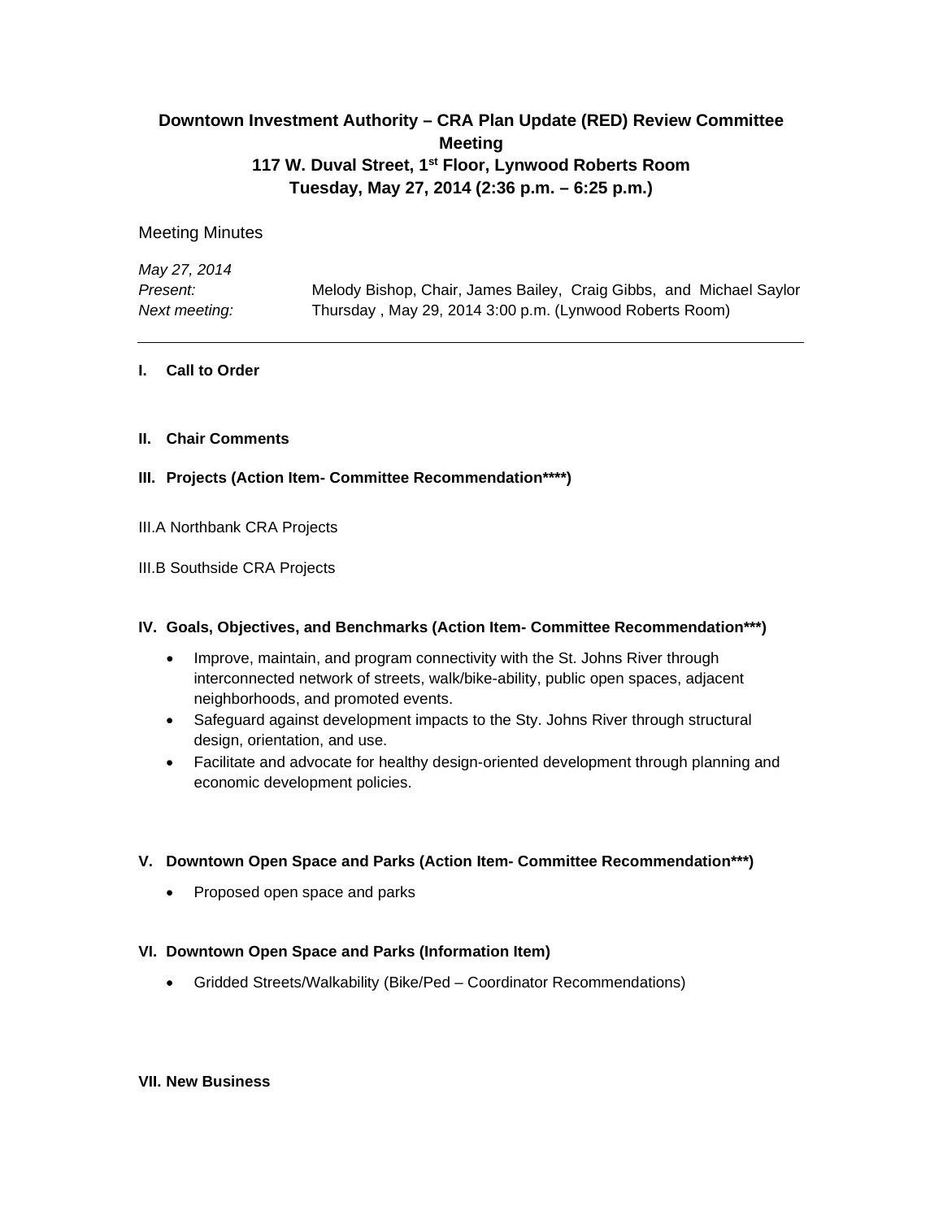# Downtown Investment Authority – CRA Plan Update (RED) Review Committee Meeting
## 117 W. Duval Street, 1st Floor, Lynwood Roberts Room
## Tuesday, May 27, 2014 (2:36 p.m. – 6:25 p.m.)

Meeting Minutes

| | |
|---|---|
| *May 27, 2014* | |
| *Present:* | Melody Bishop, Chair, James Bailey, Craig Gibbs, and Michael Saylor |
| *Next meeting:* | Thursday , May 29, 2014 3:00 p.m. (Lynwood Roberts Room) |

---

**I. Call to Order**

**II. Chair Comments**

**III. Projects (Action Item- Committee Recommendation****)**

III.A Northbank CRA Projects

III.B Southside CRA Projects

**IV. Goals, Objectives, and Benchmarks (Action Item- Committee Recommendation***)**

- Improve, maintain, and program connectivity with the St. Johns River through interconnected network of streets, walk/bike-ability, public open spaces, adjacent neighborhoods, and promoted events.
- Safeguard against development impacts to the Sty. Johns River through structural design, orientation, and use.
- Facilitate and advocate for healthy design-oriented development through planning and economic development policies.

**V. Downtown Open Space and Parks (Action Item- Committee Recommendation***)**

- Proposed open space and parks

**VI. Downtown Open Space and Parks (Information Item)**

- Gridded Streets/Walkability (Bike/Ped – Coordinator Recommendations)

**VII. New Business**